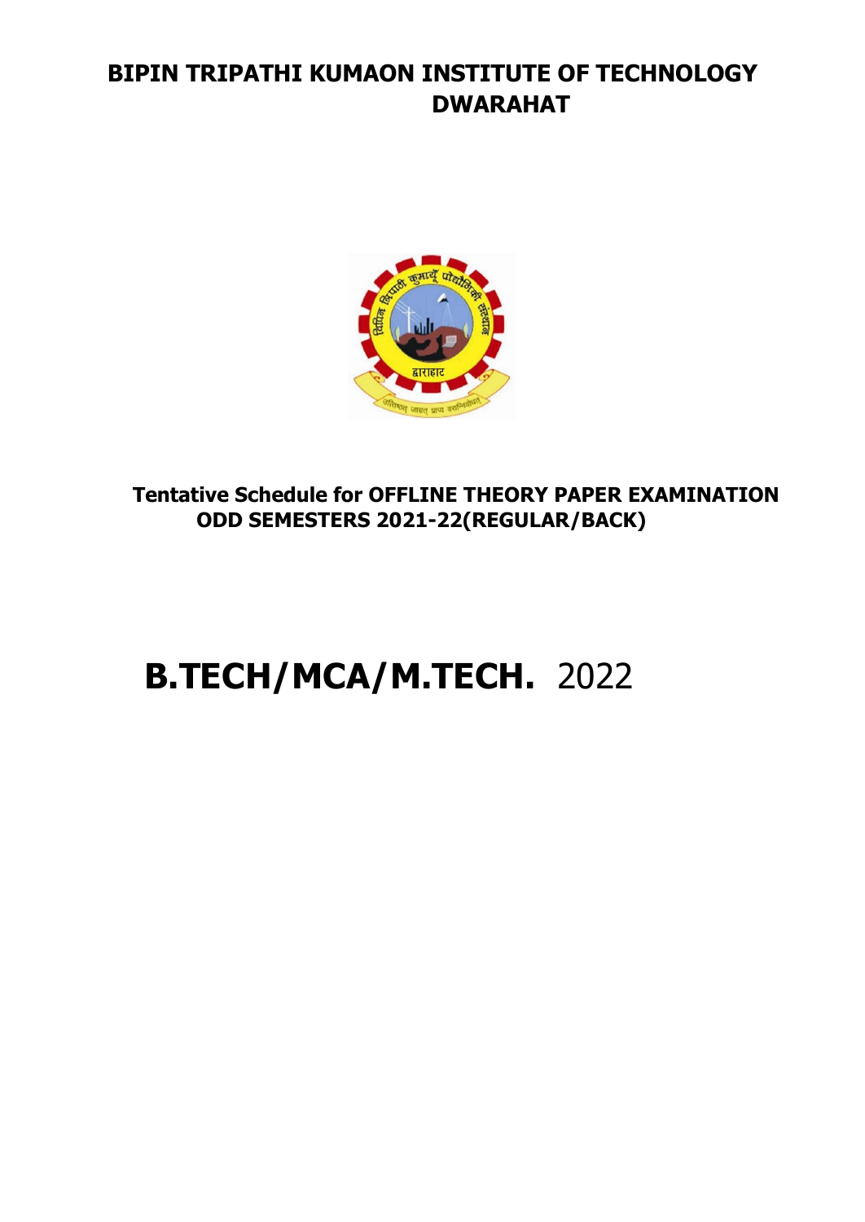# BIPIN TRIPATHI KUMAON INSTITUTE OF TECHNOLOGY DWARAHAT

**Tentative Schedule for OFFLINE THEORY PAPER EXAMINATION ODD SEMESTERS 2021-22(REGULAR/BACK)**

## B.TECH/MCA/M.TECH. 2022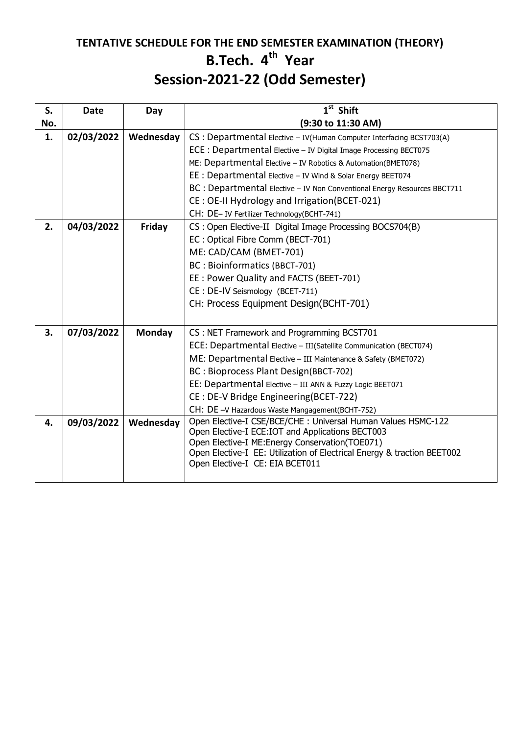## TENTATIVE SCHEDULE FOR THE END SEMESTER EXAMINATION (THEORY)

# B.Tech. 4th Year

## Session-2021-22 (Odd Semester)

| S. No. | Date | Day | 1st Shift (9:30 to 11:30 AM) |
|---|---|---|---|
| 1. | 02/03/2022 | Wednesday | CS : Departmental Elective – IV(Human Computer Interfacing BCST703(A)<br>ECE : Departmental Elective – IV Digital Image Processing BECT075<br>ME: Departmental Elective – IV Robotics & Automation(BMET078)<br>EE : Departmental Elective – IV Wind & Solar Energy BEET074<br>BC : Departmental Elective – IV Non Conventional Energy Resources BBCT711<br>CE : OE-II Hydrology and Irrigation(BCET-021)<br>CH: DE– IV Fertilizer Technology(BCHT-741) |
| 2. | 04/03/2022 | Friday | CS : Open Elective-II Digital Image Processing BOCS704(B)<br>EC : Optical Fibre Comm (BECT-701)<br>ME: CAD/CAM (BMET-701)<br>BC : Bioinformatics (BBCT-701)<br>EE : Power Quality and FACTS (BEET-701)<br>CE : DE-IV Seismology (BCET-711)<br>CH: Process Equipment Design(BCHT-701) |
| 3. | 07/03/2022 | Monday | CS : NET Framework and Programming BCST701<br>ECE: Departmental Elective – III(Satellite Communication (BECT074)<br>ME: Departmental Elective – III Maintenance & Safety (BMET072)<br>BC : Bioprocess Plant Design(BBCT-702)<br>EE: Departmental Elective – III ANN & Fuzzy Logic BEET071<br>CE : DE-V Bridge Engineering(BCET-722)<br>CH: DE –V Hazardous Waste Mangagement(BCHT-752) |
| 4. | 09/03/2022 | Wednesday | Open Elective-I CSE/BCE/CHE : Universal Human Values HSMC-122<br>Open Elective-I ECE:IOT and Applications BECT003<br>Open Elective-I ME:Energy Conservation(TOE071)<br>Open Elective-I EE: Utilization of Electrical Energy & traction BEET002<br>Open Elective-I CE: EIA BCET011 |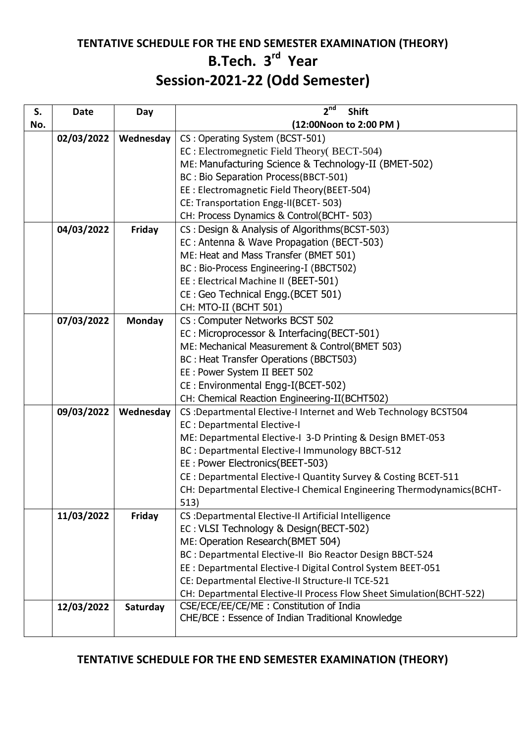## TENTATIVE SCHEDULE FOR THE END SEMESTER EXAMINATION (THEORY)

# B.Tech. 3rd Year

## Session-2021-22 (Odd Semester)

| S. No. | Date | Day | 2nd Shift (12:00Noon to 2:00 PM ) |
|---|---|---|---|
| | 02/03/2022 | Wednesday | CS : Operating System (BCST-501)<br>EC : Electromegnetic Field Theory( BECT-504)<br>ME: Manufacturing Science & Technology-II (BMET-502)<br>BC : Bio Separation Process(BBCT-501)<br>EE : Electromagnetic Field Theory(BEET-504)<br>CE: Transportation Engg-II(BCET- 503)<br>CH: Process Dynamics & Control(BCHT- 503) |
| | 04/03/2022 | Friday | CS : Design & Analysis of Algorithms(BCST-503)<br>EC : Antenna & Wave Propagation (BECT-503)<br>ME: Heat and Mass Transfer (BMET 501)<br>BC : Bio-Process Engineering-I (BBCT502)<br>EE : Electrical Machine II (BEET-501)<br>CE : Geo Technical Engg.(BCET 501)<br>CH: MTO-II (BCHT 501) |
| | 07/03/2022 | Monday | CS : Computer Networks BCST 502<br>EC : Microprocessor & Interfacing(BECT-501)<br>ME: Mechanical Measurement & Control(BMET 503)<br>BC : Heat Transfer Operations (BBCT503)<br>EE : Power System II BEET 502<br>CE : Environmental Engg-I(BCET-502)<br>CH: Chemical Reaction Engineering-II(BCHT502) |
| | 09/03/2022 | Wednesday | CS :Departmental Elective-I Internet and Web Technology BCST504<br>EC : Departmental Elective-I<br>ME: Departmental Elective-I 3-D Printing & Design BMET-053<br>BC : Departmental Elective-I Immunology BBCT-512<br>EE : Power Electronics(BEET-503)<br>CE : Departmental Elective-I Quantity Survey & Costing BCET-511<br>CH: Departmental Elective-I Chemical Engineering Thermodynamics(BCHT-513) |
| | 11/03/2022 | Friday | CS :Departmental Elective-II Artificial Intelligence<br>EC : VLSI Technology & Design(BECT-502)<br>ME: Operation Research(BMET 504)<br>BC : Departmental Elective-II Bio Reactor Design BBCT-524<br>EE : Departmental Elective-I Digital Control System BEET-051<br>CE: Departmental Elective-II Structure-II TCE-521<br>CH: Departmental Elective-II Process Flow Sheet Simulation(BCHT-522) |
| | 12/03/2022 | Saturday | CSE/ECE/EE/CE/ME : Constitution of India<br>CHE/BCE : Essence of Indian Traditional Knowledge |

## TENTATIVE SCHEDULE FOR THE END SEMESTER EXAMINATION (THEORY)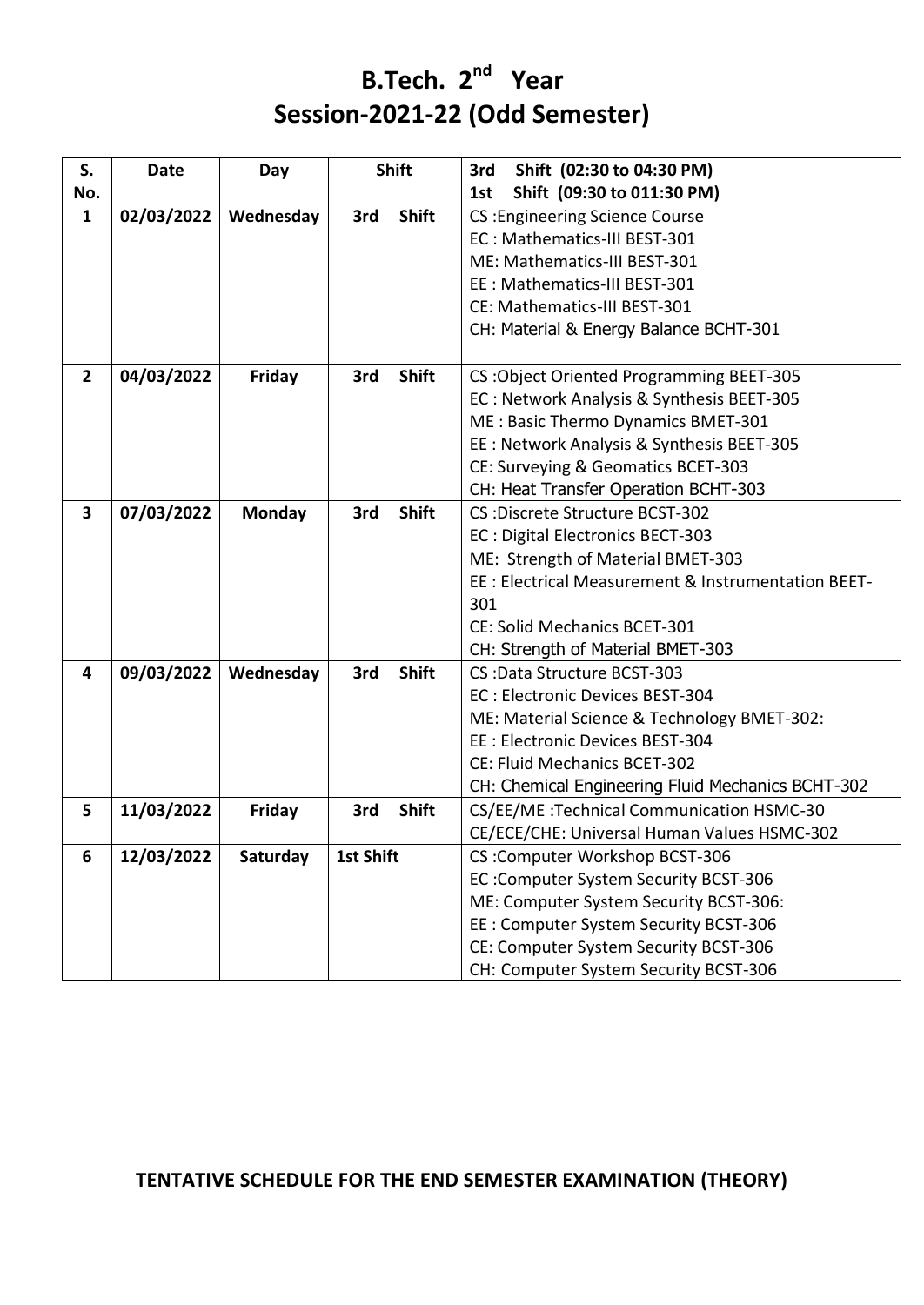# B.Tech. 2nd Year

## Session-2021-22 (Odd Semester)

| S. No. | Date | Day | Shift | 3rd Shift (02:30 to 04:30 PM)<br>1st Shift (09:30 to 011:30 PM) |
|---|---|---|---|---|
| **1** | **02/03/2022** | **Wednesday** | **3rd Shift** | CS :Engineering Science Course<br>EC : Mathematics-III BEST-301<br>ME: Mathematics-III BEST-301<br>EE : Mathematics-III BEST-301<br>CE: Mathematics-III BEST-301<br>CH: Material & Energy Balance BCHT-301 |
| **2** | **04/03/2022** | **Friday** | **3rd Shift** | CS :Object Oriented Programming BEET-305<br>EC : Network Analysis & Synthesis BEET-305<br>ME : Basic Thermo Dynamics BMET-301<br>EE : Network Analysis & Synthesis BEET-305<br>CE: Surveying & Geomatics BCET-303<br>CH: Heat Transfer Operation BCHT-303 |
| **3** | **07/03/2022** | **Monday** | **3rd Shift** | CS :Discrete Structure BCST-302<br>EC : Digital Electronics BECT-303<br>ME: Strength of Material BMET-303<br>EE : Electrical Measurement & Instrumentation BEET-301<br>CE: Solid Mechanics BCET-301<br>CH: Strength of Material BMET-303 |
| **4** | **09/03/2022** | **Wednesday** | **3rd Shift** | CS :Data Structure BCST-303<br>EC : Electronic Devices BEST-304<br>ME: Material Science & Technology BMET-302:<br>EE : Electronic Devices BEST-304<br>CE: Fluid Mechanics BCET-302<br>CH: Chemical Engineering Fluid Mechanics BCHT-302 |
| **5** | **11/03/2022** | **Friday** | **3rd Shift** | CS/EE/ME :Technical Communication HSMC-30<br>CE/ECE/CHE: Universal Human Values HSMC-302 |
| **6** | **12/03/2022** | **Saturday** | **1st Shift** | CS :Computer Workshop BCST-306<br>EC :Computer System Security BCST-306<br>ME: Computer System Security BCST-306:<br>EE : Computer System Security BCST-306<br>CE: Computer System Security BCST-306<br>CH: Computer System Security BCST-306 |

**TENTATIVE SCHEDULE FOR THE END SEMESTER EXAMINATION (THEORY)**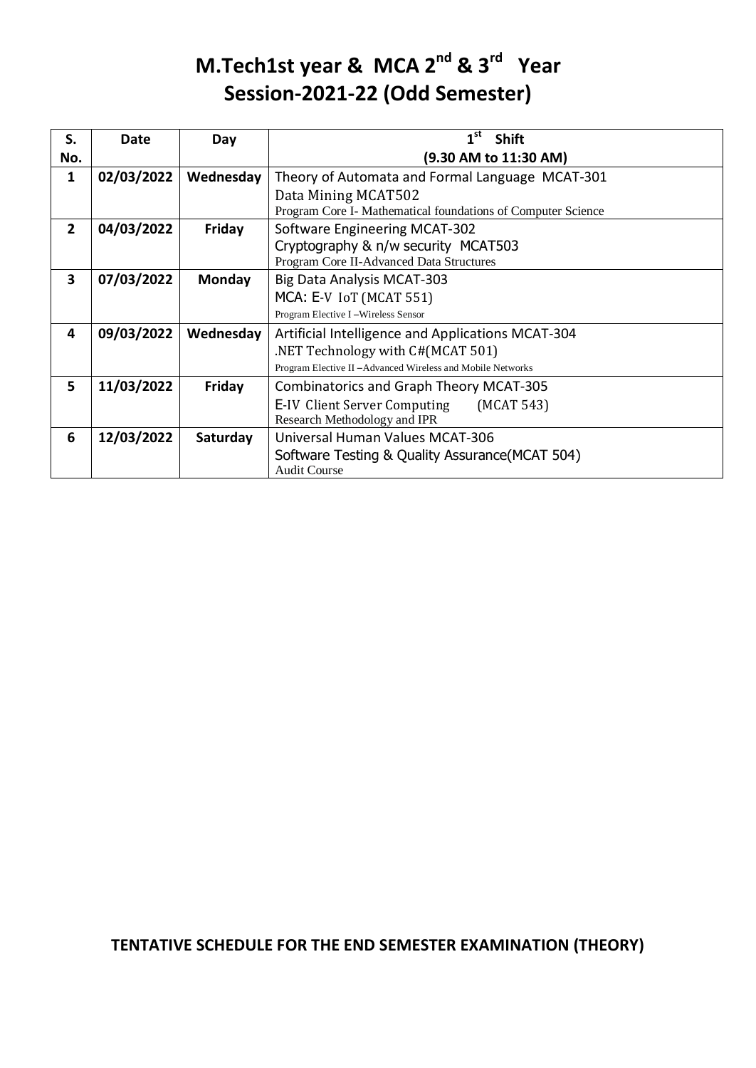# M.Tech1st year & MCA 2nd & 3rd Year
# Session-2021-22 (Odd Semester)

| S. No. | Date | Day | 1st Shift (9.30 AM to 11:30 AM) |
|---|---|---|---|
| 1 | 02/03/2022 | Wednesday | Theory of Automata and Formal Language MCAT-301<br>Data Mining MCAT502<br>Program Core I- Mathematical foundations of Computer Science |
| 2 | 04/03/2022 | Friday | Software Engineering MCAT-302<br>Cryptography & n/w security MCAT503<br>Program Core II-Advanced Data Structures |
| 3 | 07/03/2022 | Monday | Big Data Analysis MCAT-303<br>MCA: E-V IoT (MCAT 551)<br>Program Elective I –Wireless Sensor |
| 4 | 09/03/2022 | Wednesday | Artificial Intelligence and Applications MCAT-304<br>.NET Technology with C#(MCAT 501)<br>Program Elective II –Advanced Wireless and Mobile Networks |
| 5 | 11/03/2022 | Friday | Combinatorics and Graph Theory MCAT-305<br>E-IV Client Server Computing (MCAT 543)<br>Research Methodology and IPR |
| 6 | 12/03/2022 | Saturday | Universal Human Values MCAT-306<br>Software Testing & Quality Assurance(MCAT 504)<br>Audit Course |

**TENTATIVE SCHEDULE FOR THE END SEMESTER EXAMINATION (THEORY)**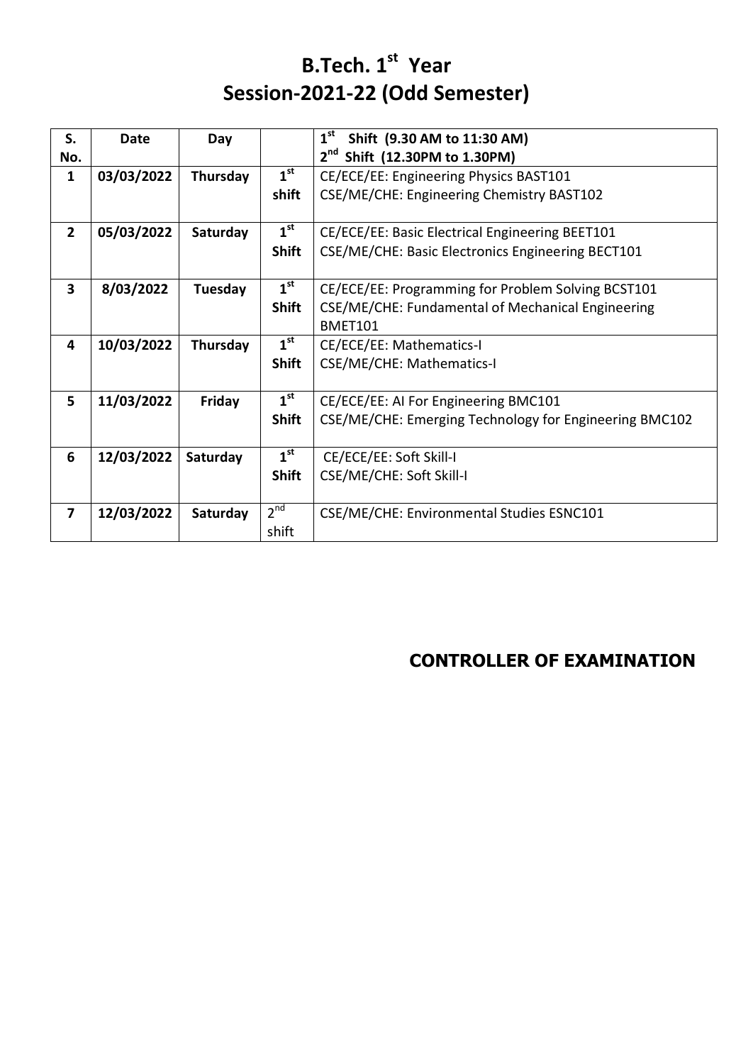# B.Tech. 1st Year
# Session-2021-22 (Odd Semester)

| S. No. | Date | Day | | 1st Shift (9.30 AM to 11:30 AM)<br>2nd Shift (12.30PM to 1.30PM) |
|---|---|---|---|---|
| 1 | 03/03/2022 | Thursday | 1st shift | CE/ECE/EE: Engineering Physics BAST101<br>CSE/ME/CHE: Engineering Chemistry BAST102 |
| 2 | 05/03/2022 | Saturday | 1st Shift | CE/ECE/EE: Basic Electrical Engineering BEET101<br>CSE/ME/CHE: Basic Electronics Engineering BECT101 |
| 3 | 8/03/2022 | Tuesday | 1st Shift | CE/ECE/EE: Programming for Problem Solving BCST101<br>CSE/ME/CHE: Fundamental of Mechanical Engineering BMET101 |
| 4 | 10/03/2022 | Thursday | 1st Shift | CE/ECE/EE: Mathematics-I<br>CSE/ME/CHE: Mathematics-I |
| 5 | 11/03/2022 | Friday | 1st Shift | CE/ECE/EE: AI For Engineering BMC101<br>CSE/ME/CHE: Emerging Technology for Engineering BMC102 |
| 6 | 12/03/2022 | Saturday | 1st Shift | CE/ECE/EE: Soft Skill-I<br>CSE/ME/CHE: Soft Skill-I |
| 7 | 12/03/2022 | Saturday | 2nd shift | CSE/ME/CHE: Environmental Studies ESNC101 |

**CONTROLLER OF EXAMINATION**